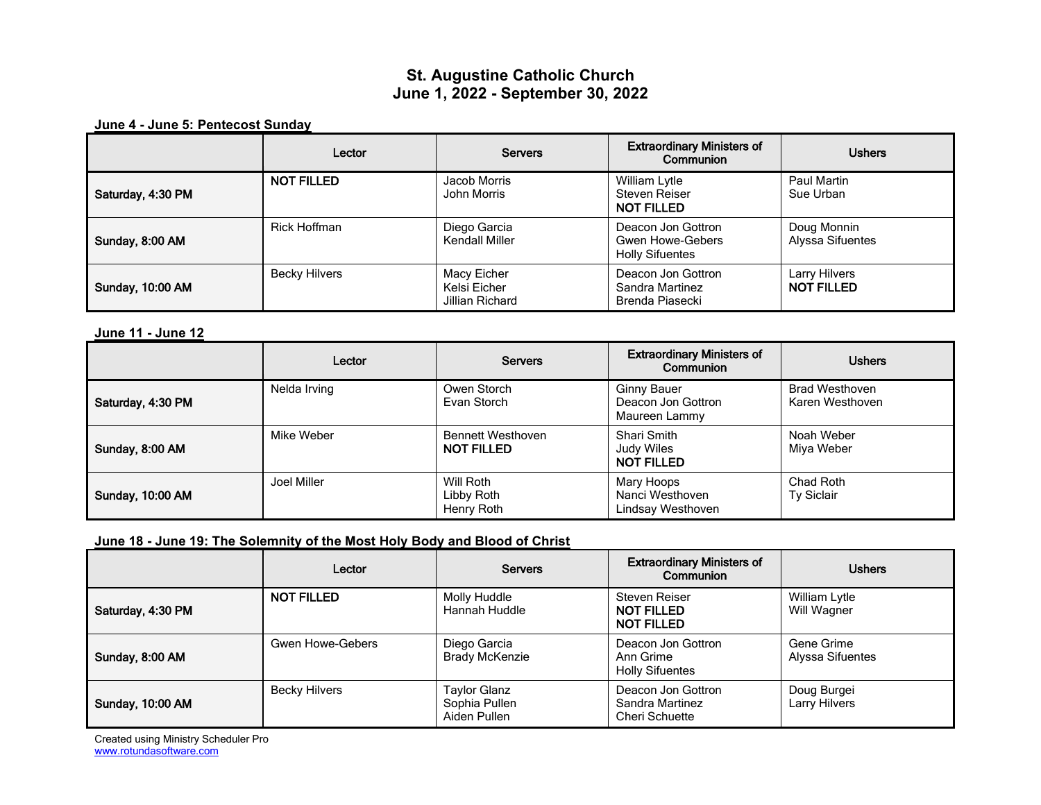# St. Augustine Catholic Church
# June 1, 2022 - September 30, 2022

**June 4 - June 5: Pentecost Sunday**

| | Lector | Servers | Extraordinary Ministers of Communion | Ushers |
|---|---|---|---|---|
| **Saturday, 4:30 PM** | **NOT FILLED** | Jacob Morris<br>John Morris | William Lytle<br>Steven Reiser<br>**NOT FILLED** | Paul Martin<br>Sue Urban |
| **Sunday, 8:00 AM** | Rick Hoffman | Diego Garcia<br>Kendall Miller | Deacon Jon Gottron<br>Gwen Howe-Gebers<br>Holly Sifuentes | Doug Monnin<br>Alyssa Sifuentes |
| **Sunday, 10:00 AM** | Becky Hilvers | Macy Eicher<br>Kelsi Eicher<br>Jillian Richard | Deacon Jon Gottron<br>Sandra Martinez<br>Brenda Piasecki | Larry Hilvers<br>**NOT FILLED** |

**June 11 - June 12**

| | Lector | Servers | Extraordinary Ministers of Communion | Ushers |
|---|---|---|---|---|
| **Saturday, 4:30 PM** | Nelda Irving | Owen Storch<br>Evan Storch | Ginny Bauer<br>Deacon Jon Gottron<br>Maureen Lammy | Brad Westhoven<br>Karen Westhoven |
| **Sunday, 8:00 AM** | Mike Weber | Bennett Westhoven<br>**NOT FILLED** | Shari Smith<br>Judy Wiles<br>**NOT FILLED** | Noah Weber<br>Miya Weber |
| **Sunday, 10:00 AM** | Joel Miller | Will Roth<br>Libby Roth<br>Henry Roth | Mary Hoops<br>Nanci Westhoven<br>Lindsay Westhoven | Chad Roth<br>Ty Siclair |

**June 18 - June 19: The Solemnity of the Most Holy Body and Blood of Christ**

| | Lector | Servers | Extraordinary Ministers of Communion | Ushers |
|---|---|---|---|---|
| **Saturday, 4:30 PM** | **NOT FILLED** | Molly Huddle<br>Hannah Huddle | Steven Reiser<br>**NOT FILLED**<br>**NOT FILLED** | William Lytle<br>Will Wagner |
| **Sunday, 8:00 AM** | Gwen Howe-Gebers | Diego Garcia<br>Brady McKenzie | Deacon Jon Gottron<br>Ann Grime<br>Holly Sifuentes | Gene Grime<br>Alyssa Sifuentes |
| **Sunday, 10:00 AM** | Becky Hilvers | Taylor Glanz<br>Sophia Pullen<br>Aiden Pullen | Deacon Jon Gottron<br>Sandra Martinez<br>Cheri Schuette | Doug Burgei<br>Larry Hilvers |

Created using Ministry Scheduler Pro
www.rotundasoftware.com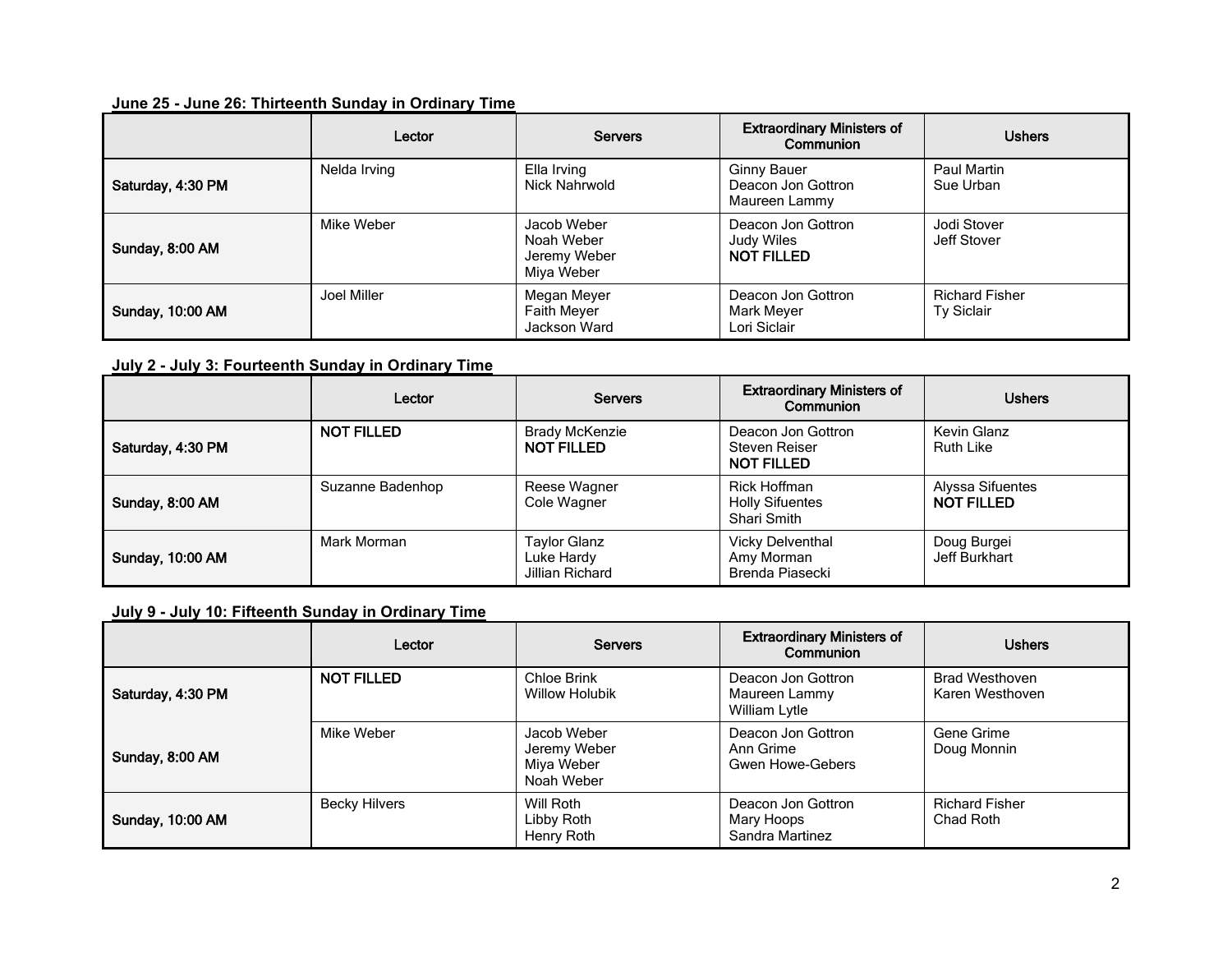**June 25 - June 26: Thirteenth Sunday in Ordinary Time**

| | Lector | Servers | Extraordinary Ministers of Communion | Ushers |
|---|---|---|---|---|
| Saturday, 4:30 PM | Nelda Irving | Ella Irving<br>Nick Nahrwold | Ginny Bauer<br>Deacon Jon Gottron<br>Maureen Lammy | Paul Martin<br>Sue Urban |
| Sunday, 8:00 AM | Mike Weber | Jacob Weber<br>Noah Weber<br>Jeremy Weber<br>Miya Weber | Deacon Jon Gottron<br>Judy Wiles<br>**NOT FILLED** | Jodi Stover<br>Jeff Stover |
| Sunday, 10:00 AM | Joel Miller | Megan Meyer<br>Faith Meyer<br>Jackson Ward | Deacon Jon Gottron<br>Mark Meyer<br>Lori Siclair | Richard Fisher<br>Ty Siclair |

**July 2 - July 3: Fourteenth Sunday in Ordinary Time**

| | Lector | Servers | Extraordinary Ministers of Communion | Ushers |
|---|---|---|---|---|
| Saturday, 4:30 PM | **NOT FILLED** | Brady McKenzie<br>**NOT FILLED** | Deacon Jon Gottron<br>Steven Reiser<br>**NOT FILLED** | Kevin Glanz<br>Ruth Like |
| Sunday, 8:00 AM | Suzanne Badenhop | Reese Wagner<br>Cole Wagner | Rick Hoffman<br>Holly Sifuentes<br>Shari Smith | Alyssa Sifuentes<br>**NOT FILLED** |
| Sunday, 10:00 AM | Mark Morman | Taylor Glanz<br>Luke Hardy<br>Jillian Richard | Vicky Delventhal<br>Amy Morman<br>Brenda Piasecki | Doug Burgei<br>Jeff Burkhart |

**July 9 - July 10: Fifteenth Sunday in Ordinary Time**

| | Lector | Servers | Extraordinary Ministers of Communion | Ushers |
|---|---|---|---|---|
| Saturday, 4:30 PM | **NOT FILLED** | Chloe Brink<br>Willow Holubik | Deacon Jon Gottron<br>Maureen Lammy<br>William Lytle | Brad Westhoven<br>Karen Westhoven |
| Sunday, 8:00 AM | Mike Weber | Jacob Weber<br>Jeremy Weber<br>Miya Weber<br>Noah Weber | Deacon Jon Gottron<br>Ann Grime<br>Gwen Howe-Gebers | Gene Grime<br>Doug Monnin |
| Sunday, 10:00 AM | Becky Hilvers | Will Roth<br>Libby Roth<br>Henry Roth | Deacon Jon Gottron<br>Mary Hoops<br>Sandra Martinez | Richard Fisher<br>Chad Roth |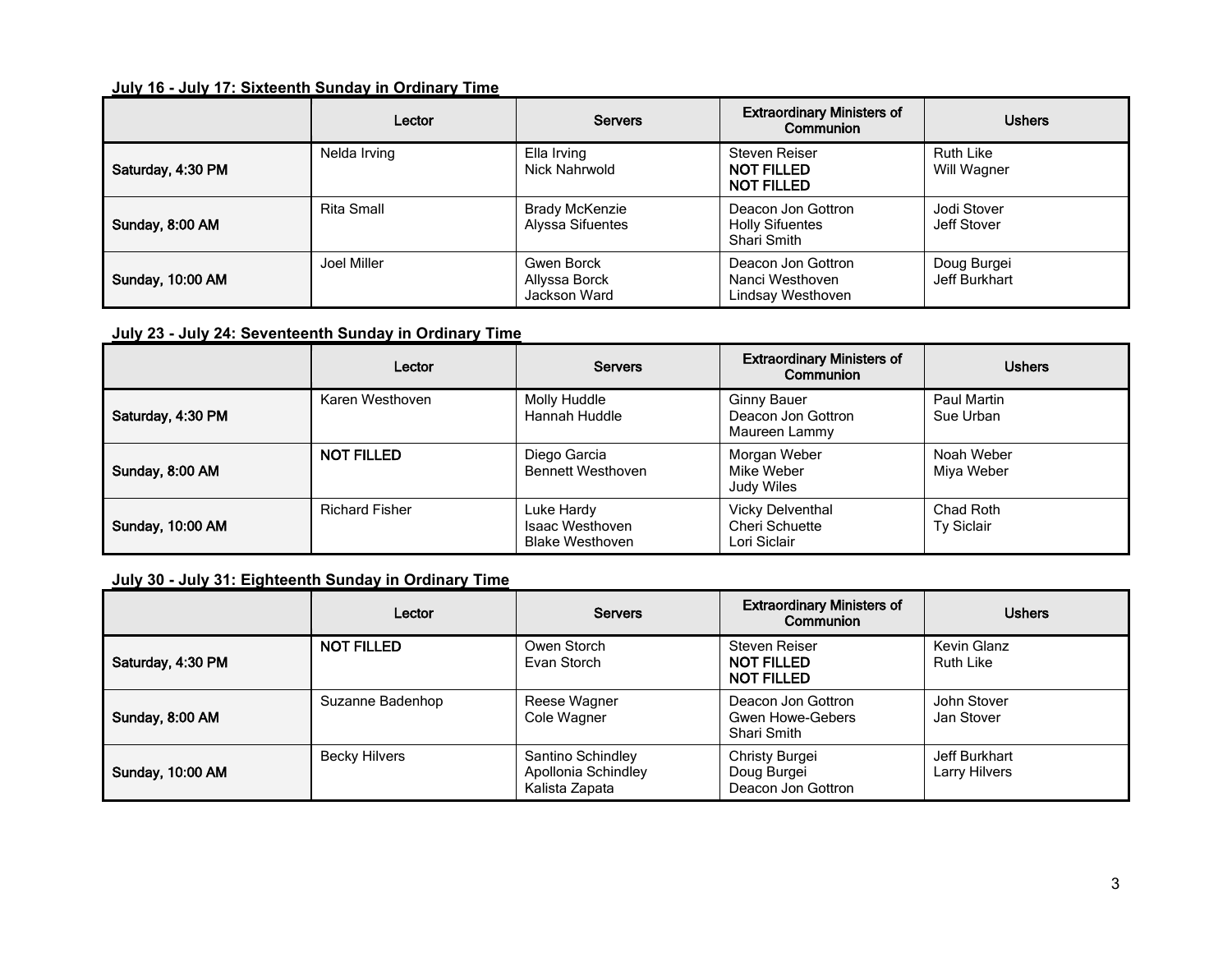**July 16 - July 17: Sixteenth Sunday in Ordinary Time**

| | Lector | Servers | Extraordinary Ministers of Communion | Ushers |
|---|---|---|---|---|
| Saturday, 4:30 PM | Nelda Irving | Ella Irving<br>Nick Nahrwold | Steven Reiser<br>**NOT FILLED**<br>**NOT FILLED** | Ruth Like<br>Will Wagner |
| Sunday, 8:00 AM | Rita Small | Brady McKenzie<br>Alyssa Sifuentes | Deacon Jon Gottron<br>Holly Sifuentes<br>Shari Smith | Jodi Stover<br>Jeff Stover |
| Sunday, 10:00 AM | Joel Miller | Gwen Borck<br>Allyssa Borck<br>Jackson Ward | Deacon Jon Gottron<br>Nanci Westhoven<br>Lindsay Westhoven | Doug Burgei<br>Jeff Burkhart |

**July 23 - July 24: Seventeenth Sunday in Ordinary Time**

| | Lector | Servers | Extraordinary Ministers of Communion | Ushers |
|---|---|---|---|---|
| Saturday, 4:30 PM | Karen Westhoven | Molly Huddle<br>Hannah Huddle | Ginny Bauer<br>Deacon Jon Gottron<br>Maureen Lammy | Paul Martin<br>Sue Urban |
| Sunday, 8:00 AM | **NOT FILLED** | Diego Garcia<br>Bennett Westhoven | Morgan Weber<br>Mike Weber<br>Judy Wiles | Noah Weber<br>Miya Weber |
| Sunday, 10:00 AM | Richard Fisher | Luke Hardy<br>Isaac Westhoven<br>Blake Westhoven | Vicky Delventhal<br>Cheri Schuette<br>Lori Siclair | Chad Roth<br>Ty Siclair |

**July 30 - July 31: Eighteenth Sunday in Ordinary Time**

| | Lector | Servers | Extraordinary Ministers of Communion | Ushers |
|---|---|---|---|---|
| Saturday, 4:30 PM | **NOT FILLED** | Owen Storch<br>Evan Storch | Steven Reiser<br>**NOT FILLED**<br>**NOT FILLED** | Kevin Glanz<br>Ruth Like |
| Sunday, 8:00 AM | Suzanne Badenhop | Reese Wagner<br>Cole Wagner | Deacon Jon Gottron<br>Gwen Howe-Gebers<br>Shari Smith | John Stover<br>Jan Stover |
| Sunday, 10:00 AM | Becky Hilvers | Santino Schindley<br>Apollonia Schindley<br>Kalista Zapata | Christy Burgei<br>Doug Burgei<br>Deacon Jon Gottron | Jeff Burkhart<br>Larry Hilvers |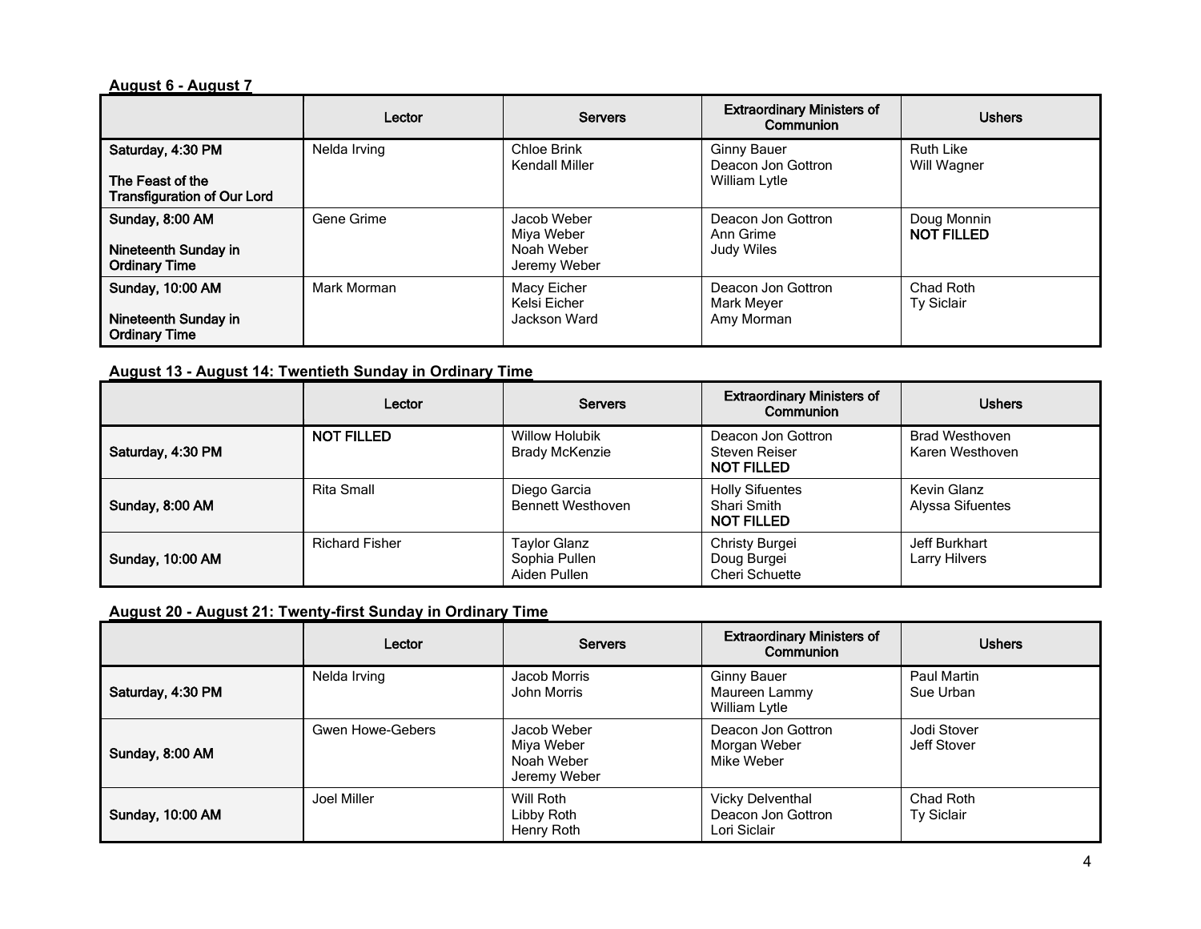**August 6 - August 7**

| | Lector | Servers | Extraordinary Ministers of Communion | Ushers |
|---|---|---|---|---|
| **Saturday, 4:30 PM**<br><br>**The Feast of the Transfiguration of Our Lord** | Nelda Irving | Chloe Brink<br>Kendall Miller | Ginny Bauer<br>Deacon Jon Gottron<br>William Lytle | Ruth Like<br>Will Wagner |
| **Sunday, 8:00 AM**<br><br>**Nineteenth Sunday in Ordinary Time** | Gene Grime | Jacob Weber<br>Miya Weber<br>Noah Weber<br>Jeremy Weber | Deacon Jon Gottron<br>Ann Grime<br>Judy Wiles | Doug Monnin<br>**NOT FILLED** |
| **Sunday, 10:00 AM**<br><br>**Nineteenth Sunday in Ordinary Time** | Mark Morman | Macy Eicher<br>Kelsi Eicher<br>Jackson Ward | Deacon Jon Gottron<br>Mark Meyer<br>Amy Morman | Chad Roth<br>Ty Siclair |

**August 13 - August 14: Twentieth Sunday in Ordinary Time**

| | Lector | Servers | Extraordinary Ministers of Communion | Ushers |
|---|---|---|---|---|
| **Saturday, 4:30 PM** | **NOT FILLED** | Willow Holubik<br>Brady McKenzie | Deacon Jon Gottron<br>Steven Reiser<br>**NOT FILLED** | Brad Westhoven<br>Karen Westhoven |
| **Sunday, 8:00 AM** | Rita Small | Diego Garcia<br>Bennett Westhoven | Holly Sifuentes<br>Shari Smith<br>**NOT FILLED** | Kevin Glanz<br>Alyssa Sifuentes |
| **Sunday, 10:00 AM** | Richard Fisher | Taylor Glanz<br>Sophia Pullen<br>Aiden Pullen | Christy Burgei<br>Doug Burgei<br>Cheri Schuette | Jeff Burkhart<br>Larry Hilvers |

**August 20 - August 21: Twenty-first Sunday in Ordinary Time**

| | Lector | Servers | Extraordinary Ministers of Communion | Ushers |
|---|---|---|---|---|
| **Saturday, 4:30 PM** | Nelda Irving | Jacob Morris<br>John Morris | Ginny Bauer<br>Maureen Lammy<br>William Lytle | Paul Martin<br>Sue Urban |
| **Sunday, 8:00 AM** | Gwen Howe-Gebers | Jacob Weber<br>Miya Weber<br>Noah Weber<br>Jeremy Weber | Deacon Jon Gottron<br>Morgan Weber<br>Mike Weber | Jodi Stover<br>Jeff Stover |
| **Sunday, 10:00 AM** | Joel Miller | Will Roth<br>Libby Roth<br>Henry Roth | Vicky Delventhal<br>Deacon Jon Gottron<br>Lori Siclair | Chad Roth<br>Ty Siclair |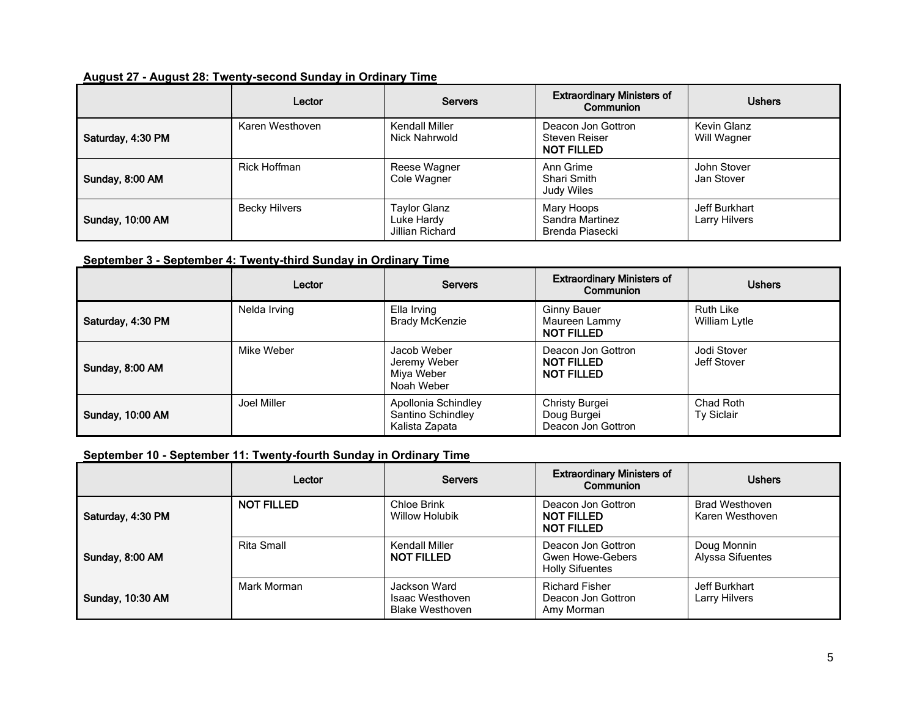**August 27 - August 28: Twenty-second Sunday in Ordinary Time**

| | Lector | Servers | Extraordinary Ministers of Communion | Ushers |
|---|---|---|---|---|
| Saturday, 4:30 PM | Karen Westhoven | Kendall Miller<br>Nick Nahrwold | Deacon Jon Gottron<br>Steven Reiser<br>**NOT FILLED** | Kevin Glanz<br>Will Wagner |
| Sunday, 8:00 AM | Rick Hoffman | Reese Wagner<br>Cole Wagner | Ann Grime<br>Shari Smith<br>Judy Wiles | John Stover<br>Jan Stover |
| Sunday, 10:00 AM | Becky Hilvers | Taylor Glanz<br>Luke Hardy<br>Jillian Richard | Mary Hoops<br>Sandra Martinez<br>Brenda Piasecki | Jeff Burkhart<br>Larry Hilvers |

**September 3 - September 4: Twenty-third Sunday in Ordinary Time**

| | Lector | Servers | Extraordinary Ministers of Communion | Ushers |
|---|---|---|---|---|
| Saturday, 4:30 PM | Nelda Irving | Ella Irving<br>Brady McKenzie | Ginny Bauer<br>Maureen Lammy<br>**NOT FILLED** | Ruth Like<br>William Lytle |
| Sunday, 8:00 AM | Mike Weber | Jacob Weber<br>Jeremy Weber<br>Miya Weber<br>Noah Weber | Deacon Jon Gottron<br>**NOT FILLED**<br>**NOT FILLED** | Jodi Stover<br>Jeff Stover |
| Sunday, 10:00 AM | Joel Miller | Apollonia Schindley<br>Santino Schindley<br>Kalista Zapata | Christy Burgei<br>Doug Burgei<br>Deacon Jon Gottron | Chad Roth<br>Ty Siclair |

**September 10 - September 11: Twenty-fourth Sunday in Ordinary Time**

| | Lector | Servers | Extraordinary Ministers of Communion | Ushers |
|---|---|---|---|---|
| Saturday, 4:30 PM | **NOT FILLED** | Chloe Brink<br>Willow Holubik | Deacon Jon Gottron<br>**NOT FILLED**<br>**NOT FILLED** | Brad Westhoven<br>Karen Westhoven |
| Sunday, 8:00 AM | Rita Small | Kendall Miller<br>**NOT FILLED** | Deacon Jon Gottron<br>Gwen Howe-Gebers<br>Holly Sifuentes | Doug Monnin<br>Alyssa Sifuentes |
| Sunday, 10:30 AM | Mark Morman | Jackson Ward<br>Isaac Westhoven<br>Blake Westhoven | Richard Fisher<br>Deacon Jon Gottron<br>Amy Morman | Jeff Burkhart<br>Larry Hilvers |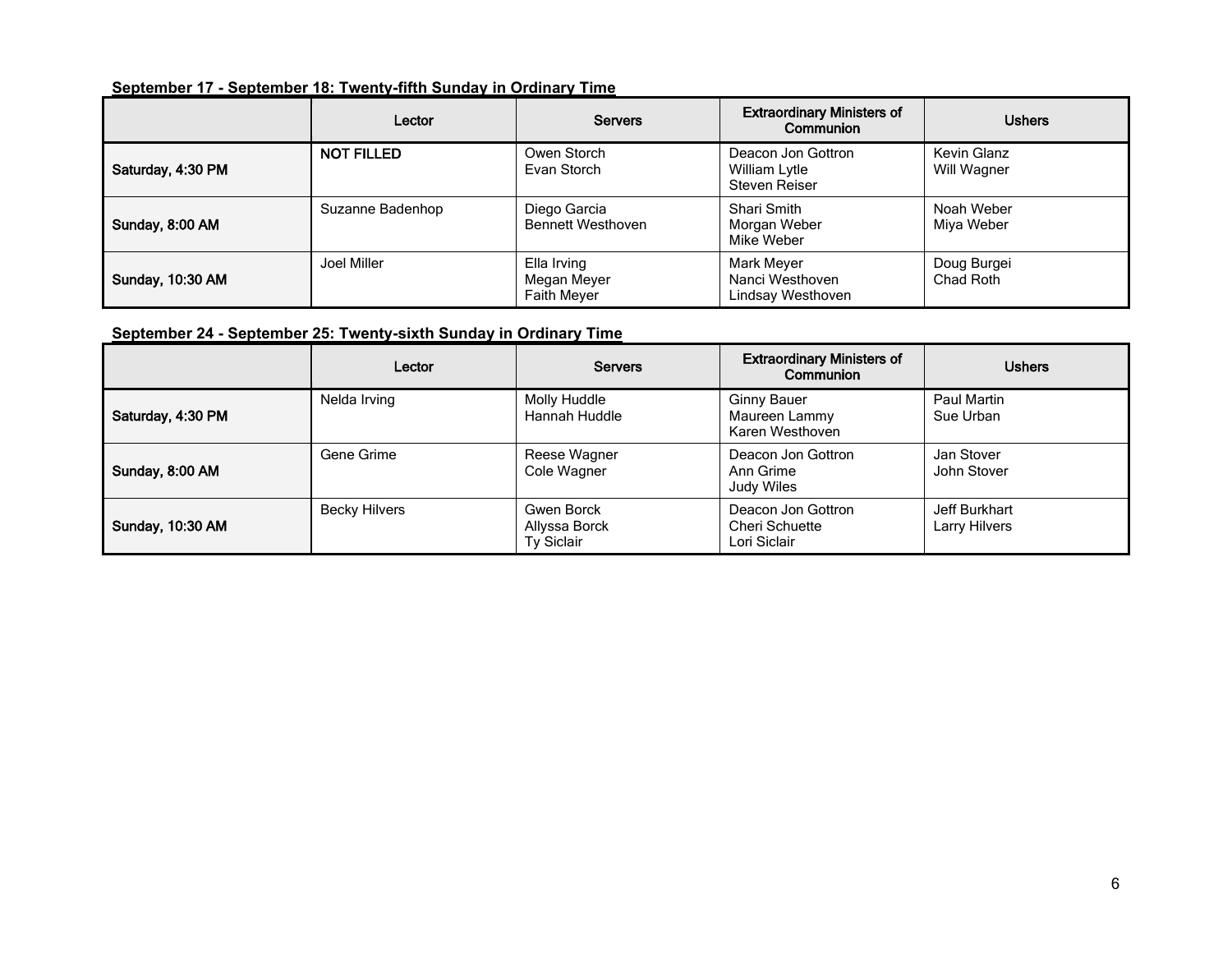**September 17 - September 18: Twenty-fifth Sunday in Ordinary Time**

| | Lector | Servers | Extraordinary Ministers of Communion | Ushers |
|---|---|---|---|---|
| Saturday, 4:30 PM | **NOT FILLED** | Owen Storch<br>Evan Storch | Deacon Jon Gottron<br>William Lytle<br>Steven Reiser | Kevin Glanz<br>Will Wagner |
| Sunday, 8:00 AM | Suzanne Badenhop | Diego Garcia<br>Bennett Westhoven | Shari Smith<br>Morgan Weber<br>Mike Weber | Noah Weber<br>Miya Weber |
| Sunday, 10:30 AM | Joel Miller | Ella Irving<br>Megan Meyer<br>Faith Meyer | Mark Meyer<br>Nanci Westhoven<br>Lindsay Westhoven | Doug Burgei<br>Chad Roth |

**September 24 - September 25: Twenty-sixth Sunday in Ordinary Time**

| | Lector | Servers | Extraordinary Ministers of Communion | Ushers |
|---|---|---|---|---|
| Saturday, 4:30 PM | Nelda Irving | Molly Huddle<br>Hannah Huddle | Ginny Bauer<br>Maureen Lammy<br>Karen Westhoven | Paul Martin<br>Sue Urban |
| Sunday, 8:00 AM | Gene Grime | Reese Wagner<br>Cole Wagner | Deacon Jon Gottron<br>Ann Grime<br>Judy Wiles | Jan Stover<br>John Stover |
| Sunday, 10:30 AM | Becky Hilvers | Gwen Borck<br>Allyssa Borck<br>Ty Siclair | Deacon Jon Gottron<br>Cheri Schuette<br>Lori Siclair | Jeff Burkhart<br>Larry Hilvers |